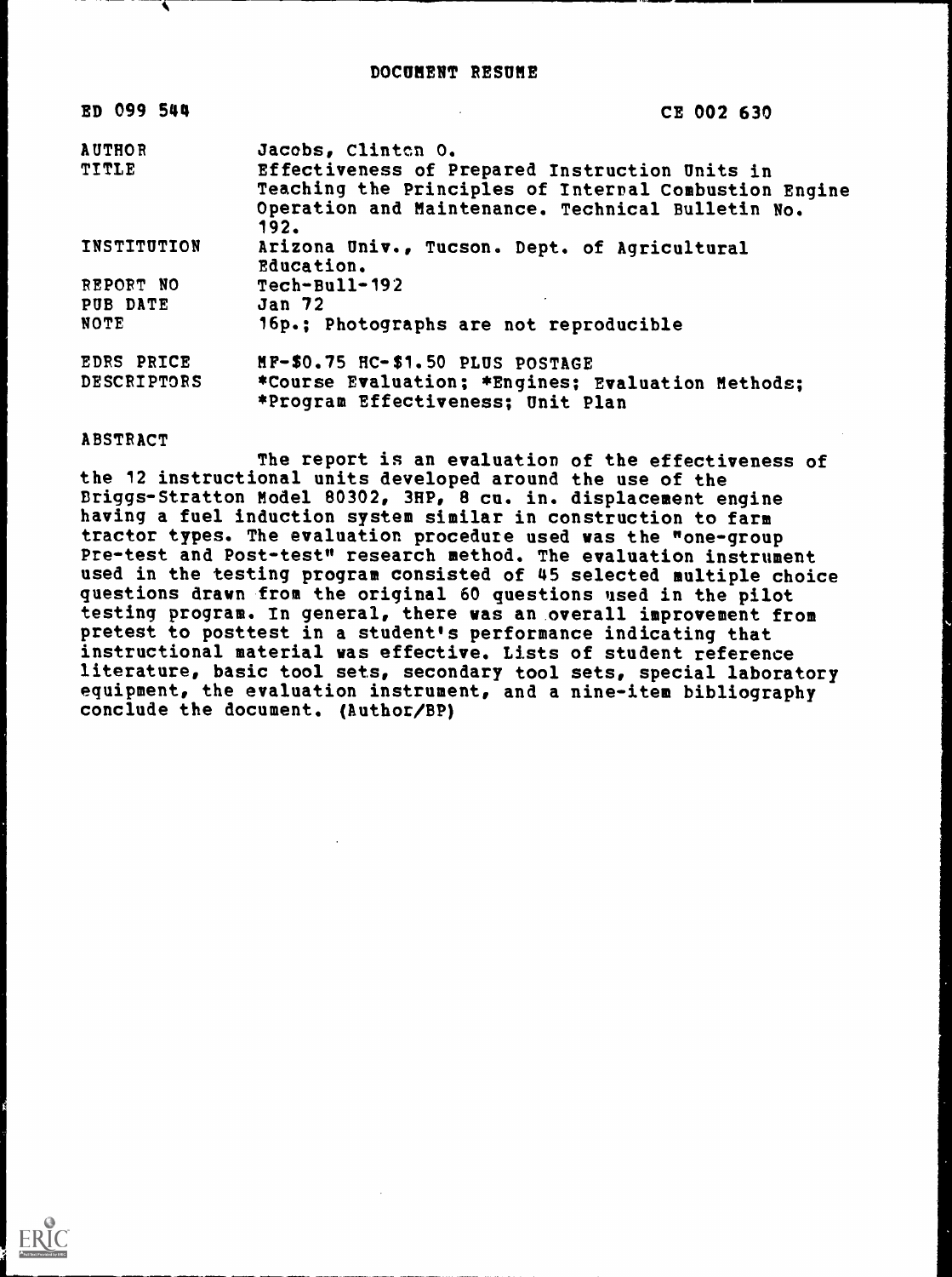# DOCUMENT RESUME

| | |
|---|---|
| ED 099 544 | CE 002 630 |
| AUTHOR | Jacobs, Clinton O. |
| TITLE | Effectiveness of Prepared Instruction Units in Teaching the Principles of Internal Combustion Engine Operation and Maintenance. Technical Bulletin No. 192. |
| INSTITUTION | Arizona Univ., Tucson. Dept. of Agricultural Education. |
| REPORT NO | Tech-Bull-192 |
| PUB DATE | Jan 72 |
| NOTE | 16p.; Photographs are not reproducible |
| EDRS PRICE | MF-$0.75 HC-$1.50 PLUS POSTAGE |
| DESCRIPTORS | *Course Evaluation; *Engines; Evaluation Methods; *Program Effectiveness; Unit Plan |

ABSTRACT

The report is an evaluation of the effectiveness of the 12 instructional units developed around the use of the Briggs-Stratton Model 80302, 3HP, 8 cu. in. displacement engine having a fuel induction system similar in construction to farm tractor types. The evaluation procedure used was the "one-group Pre-test and Post-test" research method. The evaluation instrument used in the testing program consisted of 45 selected multiple choice questions drawn from the original 60 questions used in the pilot testing program. In general, there was an overall improvement from pretest to posttest in a student's performance indicating that instructional material was effective. Lists of student reference literature, basic tool sets, secondary tool sets, special laboratory equipment, the evaluation instrument, and a nine-item bibliography conclude the document. (Author/BP)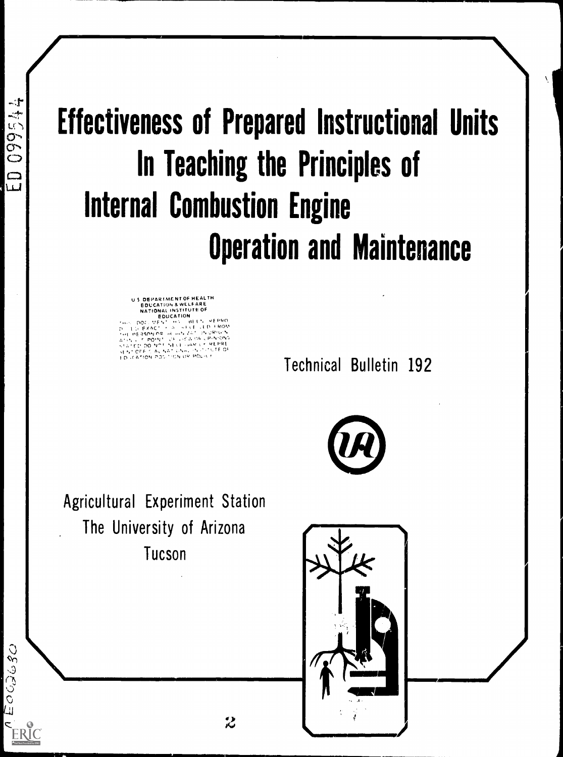# Effectiveness of Prepared Instructional Units In Teaching the Principles of Internal Combustion Engine Operation and Maintenance

U S DEPARTMENT OF HEALTH EDUCATION & WELFARE NATIONAL INSTITUTE OF EDUCATION

THIS DOCUMENT HAS BEEN REPRODUCED EXACTLY AS RECEIVED FROM THE PERSON OR ORGANIZATION ORIGINATING IT. POINTS OF VIEW OR OPINIONS STATED DO NOT NECESSARILY REPRESENT OFFICIAL NATIONAL INSTITUTE OF EDUCATION POSITION OR POLICY

Technical Bulletin 192

Agricultural Experiment Station
The University of Arizona
Tucson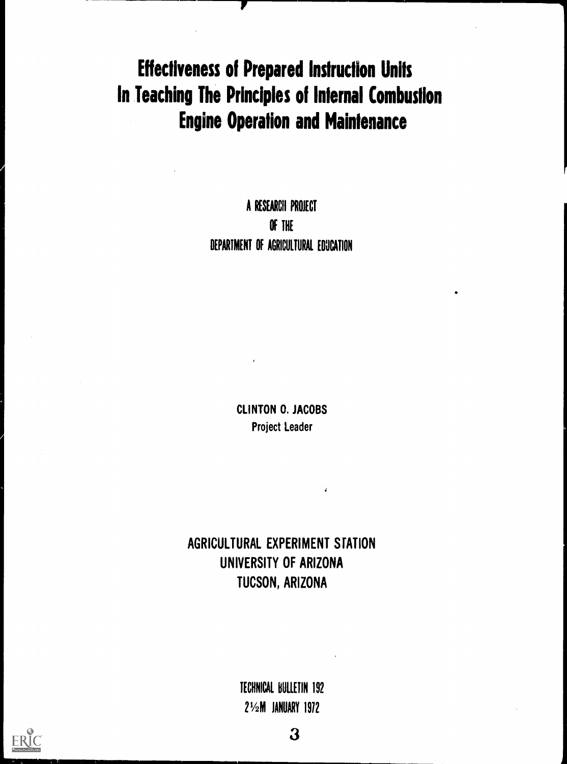# Effectiveness of Prepared Instruction Units In Teaching The Principles of Internal Combustion Engine Operation and Maintenance

A RESEARCH PROJECT
OF THE
DEPARTMENT OF AGRICULTURAL EDUCATION

CLINTON O. JACOBS
Project Leader

AGRICULTURAL EXPERIMENT STATION
UNIVERSITY OF ARIZONA
TUCSON, ARIZONA

TECHNICAL BULLETIN 192
2½M JANUARY 1972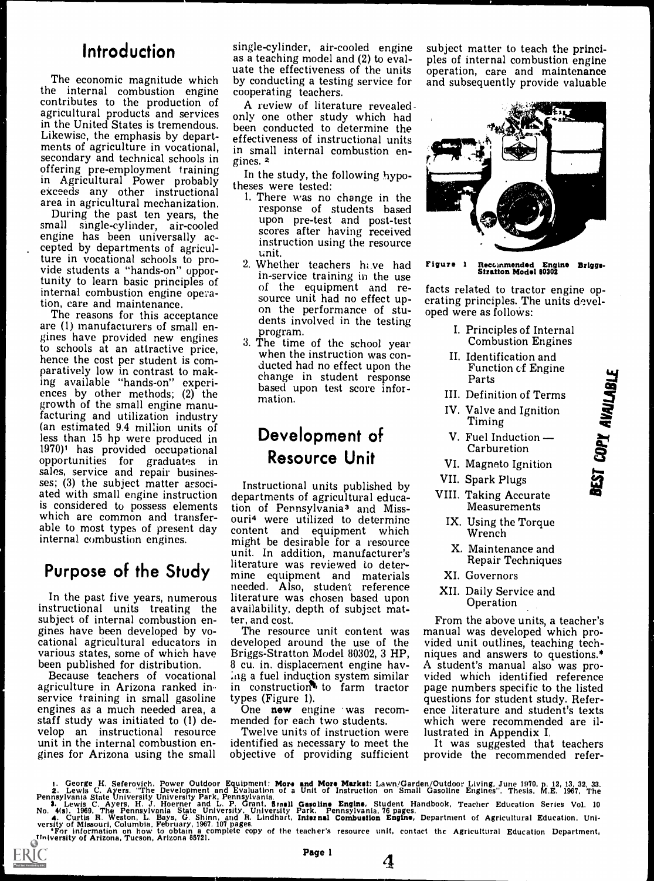## Introduction

The economic magnitude which the internal combustion engine contributes to the production of agricultural products and services in the United States is tremendous. Likewise, the emphasis by departments of agriculture in vocational, secondary and technical schools in offering pre-employment training in Agricultural Power probably exceeds any other instructional area in agricultural mechanization.

During the past ten years, the small single-cylinder, air-cooled engine has been universally accepted by departments of agriculture in vocational schools to provide students a "hands-on" opportunity to learn basic principles of internal combustion engine operation, care and maintenance.

The reasons for this acceptance are (1) manufacturers of small engines have provided new engines to schools at an attractive price, hence the cost per student is comparatively low in contrast to making available "hands-on" experiences by other methods; (2) the growth of the small engine manufacturing and utilization industry (an estimated 9.4 million units of less than 15 hp were produced in 1970)[1] has provided occupational opportunities for graduates in sales, service and repair businesses; (3) the subject matter associated with small engine instruction is considered to possess elements which are common and transferable to most types of present day internal combustion engines.

## Purpose of the Study

In the past five years, numerous instructional units treating the subject of internal combustion engines have been developed by vocational agricultural educators in various states, some of which have been published for distribution.

Because teachers of vocational agriculture in Arizona ranked in-service training in small gasoline engines as a much needed area, a staff study was initiated to (1) develop an instructional resource unit in the internal combustion engines for Arizona using the small single-cylinder, air-cooled engine as a teaching model and (2) to evaluate the effectiveness of the units by conducting a testing service for cooperating teachers.

A review of literature revealed only one other study which had been conducted to determine the effectiveness of instructional units in small internal combustion engines.[2]

In the study, the following hypotheses were tested:

1. There was no change in the response of students based upon pre-test and post-test scores after having received instruction using the resource unit.
2. Whether teachers have had in-service training in the use of the equipment and resource unit had no effect upon the performance of students involved in the testing program.
3. The time of the school year when the instruction was conducted had no effect upon the change in student response based upon test score information.

## Development of Resource Unit

Instructional units published by departments of agricultural education of Pennsylvania[3] and Missouri[4] were utilized to determine content and equipment which might be desirable for a resource unit. In addition, manufacturer's literature was reviewed to determine equipment and materials needed. Also, student reference literature was chosen based upon availability, depth of subject matter, and cost.

The resource unit content was developed around the use of the Briggs-Stratton Model 80302, 3 HP, 8 cu. in. displacement engine having a fuel induction system similar in construction to farm tractor types (Figure 1).

One **new** engine was recommended for each two students.

Twelve units of instruction were identified as necessary to meet the objective of providing sufficient subject matter to teach the principles of internal combustion engine operation, care and maintenance and subsequently provide valuable facts related to tractor engine operating principles. The units developed were as follows:

Figure 1 Recommended Engine Briggs-Stratton Model 80302

- I. Principles of Internal Combustion Engines
- II. Identification and Function of Engine Parts
- III. Definition of Terms
- IV. Valve and Ignition Timing
- V. Fuel Induction — Carburetion
- VI. Magneto Ignition
- VII. Spark Plugs
- VIII. Taking Accurate Measurements
- IX. Using the Torque Wrench
- X. Maintenance and Repair Techniques
- XI. Governors
- XII. Daily Service and Operation

From the above units, a teacher's manual was developed which provided unit outlines, teaching techniques and answers to questions.* A student's manual also was provided which identified reference page numbers specific to the listed questions for student study. Reference literature and student's texts which were recommended are illustrated in Appendix I.

It was suggested that teachers provide the recommended refer-

---

1. George H. Seferovich. Power Outdoor Equipment: **More and More Market**: Lawn/Garden/Outdoor Living, June 1970, p. 12, 13, 32, 33.
2. Lewis C. Ayers. "The Development and Evaluation of a Unit of Instruction on Small Gasoline Engines". Thesis, M.E. 1967, The Pennsylvania State University University Park, Pennsylvania.
3. Lewis C. Ayers, H. J. Hoerner and L. P. Grant, **Small Gasoline Engine**, Student Handbook, Teacher Education Series Vol. 10 No. 4(s). 1969. The Pennsylvania State University, University Park, Pennsylvania, 76 pages.
4. Curtis R. Weston, L. Bays, G. Shinn, and R. Lindhart, **Internal Combustion Engine**, Department of Agricultural Education, University of Missouri, Columbia, February, 1967. 107 pages.

*For information on how to obtain a complete copy of the teacher's resource unit, contact the Agricultural Education Department, University of Arizona, Tucson, Arizona 85721.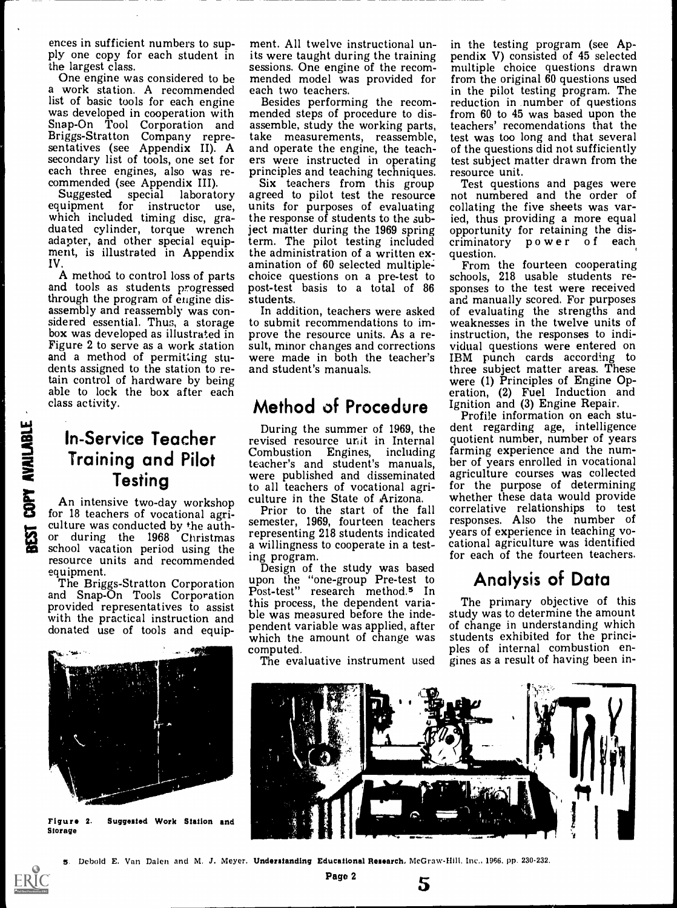ences in sufficient numbers to supply one copy for each student in the largest class.

One engine was considered to be a work station. A recommended list of basic tools for each engine was developed in cooperation with Snap-On Tool Corporation and Briggs-Stratton Company representatives (see Appendix II). A secondary list of tools, one set for each three engines, also was recommended (see Appendix III).

Suggested special laboratory equipment for instructor use, which included timing disc, graduated cylinder, torque wrench adapter, and other special equipment, is illustrated in Appendix IV.

A method to control loss of parts and tools as students progressed through the program of engine disassembly and reassembly was considered essential. Thus, a storage box was developed as illustrated in Figure 2 to serve as a work station and a method of permitting students assigned to the station to retain control of hardware by being able to lock the box after each class activity.

## In-Service Teacher Training and Pilot Testing

An intensive two-day workshop for 18 teachers of vocational agriculture was conducted by the author during the 1968 Christmas school vacation period using the resource units and recommended equipment.

The Briggs-Stratton Corporation and Snap-On Tools Corporation provided representatives to assist with the practical instruction and donated use of tools and equipment. All twelve instructional units were taught during the training sessions. One engine of the recommended model was provided for each two teachers.

Besides performing the recommended steps of procedure to disassemble, study the working parts, take measurements, reassemble, and operate the engine, the teachers were instructed in operating principles and teaching techniques.

Six teachers from this group agreed to pilot test the resource units for purposes of evaluating the response of students to the subject matter during the 1969 spring term. The pilot testing included the administration of a written examination of 60 selected multiple-choice questions on a pre-test to post-test basis to a total of 86 students.

In addition, teachers were asked to submit recommendations to improve the resource units. As a result, minor changes and corrections were made in both the teacher's and student's manuals.

Figure 2. Suggested Work Station and Storage

## Method of Procedure

During the summer of 1969, the revised resource unit in Internal Combustion Engines, including teacher's and student's manuals, were published and disseminated to all teachers of vocational agriculture in the State of Arizona.

Prior to the start of the fall semester, 1969, fourteen teachers representing 218 students indicated a willingness to cooperate in a testing program.

Design of the study was based upon the "one-group Pre-test to Post-test" research method.[5] In this process, the dependent variable was measured before the independent variable was applied, after which the amount of change was computed.

The evaluative instrument used in the testing program (see Appendix V) consisted of 45 selected multiple choice questions drawn from the original 60 questions used in the pilot testing program. The reduction in number of questions from 60 to 45 was based upon the teachers' recomendations that the test was too long and that several of the questions did not sufficiently test subject matter drawn from the resource unit.

Test questions and pages were not numbered and the order of collating the five sheets was varied, thus providing a more equal opportunity for retaining the discriminatory power of each question.

From the fourteen cooperating schools, 218 usable students responses to the test were received and manually scored. For purposes of evaluating the strengths and weaknesses in the twelve units of instruction, the responses to individual questions were entered on IBM punch cards according to three subject matter areas. These were (1) Principles of Engine Operation, (2) Fuel Induction and Ignition and (3) Engine Repair.

Profile information on each student regarding age, intelligence quotient number, number of years farming experience and the number of years enrolled in vocational agriculture courses was collected for the purpose of determining whether these data would provide correlative relationships to test responses. Also the number of years of experience in teaching vocational agriculture was identified for each of the fourteen teachers.

## Analysis of Data

The primary objective of this study was to determine the amount of change in understanding which students exhibited for the principles of internal combustion engines as a result of having been in-

5. Debold E. Van Dalen and M. J. Meyer. **Understanding Educational Research.** McGraw-Hill, Inc., 1966, pp. 230-232.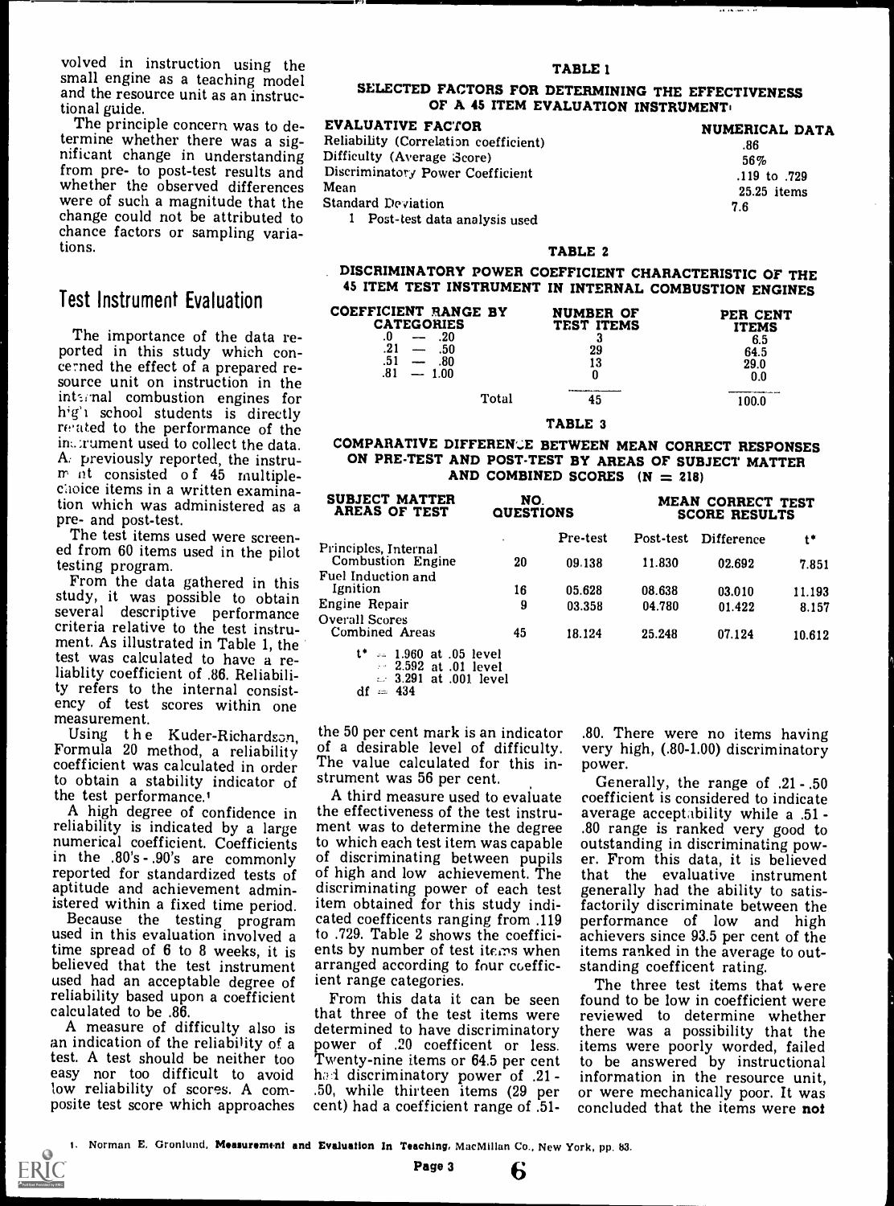volved in instruction using the small engine as a teaching model and the resource unit as an instructional guide.

The principle concern was to determine whether there was a significant change in understanding from pre- to post-test results and whether the observed differences were of such a magnitude that the change could not be attributed to chance factors or sampling variations.

## Test Instrument Evaluation

The importance of the data reported in this study which concerned the effect of a prepared resource unit on instruction in the internal combustion engines for high school students is directly related to the performance of the instrument used to collect the data. As previously reported, the instrument consisted of 45 multiple-choice items in a written examination which was administered as a pre- and post-test.

The test items used were screened from 60 items used in the pilot testing program.

From the data gathered in this study, it was possible to obtain several descriptive performance criteria relative to the test instrument. As illustrated in Table 1, the test was calculated to have a reliablity coefficient of .86. Reliability refers to the internal consistency of test scores within one measurement.

Using the Kuder-Richardson, Formula 20 method, a reliability coefficient was calculated in order to obtain a stability indicator of the test performance.[1]

A high degree of confidence in reliability is indicated by a large numerical coefficient. Coefficients in the .80's-.90's are commonly reported for standardized tests of aptitude and achievement administered within a fixed time period.

Because the testing program used in this evaluation involved a time spread of 6 to 8 weeks, it is believed that the test instrument used had an acceptable degree of reliability based upon a coefficient calculated to be .86.

A measure of difficulty also is an indication of the reliability of a test. A test should be neither too easy nor too difficult to avoid low reliability of scores. A composite test score which approaches the 50 per cent mark is an indicator of a desirable level of difficulty. The value calculated for this instrument was 56 per cent.

A third measure used to evaluate the effectiveness of the test instrument was to determine the degree to which each test item was capable of discriminating between pupils of high and low achievement. The discriminating power of each test item obtained for this study indicated coefficents ranging from .119 to .729. Table 2 shows the coefficients by number of test items when arranged according to four coefficient range categories.

From this data it can be seen that three of the test items were determined to have discriminatory power of .20 coefficent or less. Twenty-nine items or 64.5 per cent had discriminatory power of .21 - .50, while thirteen items (29 per cent) had a coefficient range of .51 - .80. There were no items having very high, (.80-1.00) discriminatory power.

Generally, the range of .21 - .50 coefficient is considered to indicate average acceptability while a .51 - .80 range is ranked very good to outstanding in discriminating power. From this data, it is believed that the evaluative instrument generally had the ability to satisfactorily discriminate between the performance of low and high achievers since 93.5 per cent of the items ranked in the average to outstanding coefficent rating.

The three test items that were found to be low in coefficient were reviewed to determine whether there was a possibility that the items were poorly worded, failed to be answered by instructional information in the resource unit, or were mechanically poor. It was concluded that the items were **not**

**TABLE 1**

**SELECTED FACTORS FOR DETERMINING THE EFFECTIVENESS OF A 45 ITEM EVALUATION INSTRUMENT[1]**

| EVALUATIVE FACTOR | NUMERICAL DATA |
|---|---|
| Reliability (Correlation coefficient) | .86 |
| Difficulty (Average Score) | 56% |
| Discriminatory Power Coefficient | .119 to .729 |
| Mean | 25.25 items |
| Standard Deviation | 7.6 |

1 Post-test data analysis used

**TABLE 2**

**DISCRIMINATORY POWER COEFFICIENT CHARACTERISTIC OF THE 45 ITEM TEST INSTRUMENT IN INTERNAL COMBUSTION ENGINES**

| COEFFICIENT RANGE BY CATEGORIES | NUMBER OF TEST ITEMS | PER CENT ITEMS |
|---|---|---|
| .0 — .20 | 3 | 6.5 |
| .21 — .50 | 29 | 64.5 |
| .51 — .80 | 13 | 29.0 |
| .81 — 1.00 | 0 | 0.0 |
| Total | 45 | 100.0 |

**TABLE 3**

**COMPARATIVE DIFFERENCE BETWEEN MEAN CORRECT RESPONSES ON PRE-TEST AND POST-TEST BY AREAS OF SUBJECT MATTER AND COMBINED SCORES (N = 218)**

| SUBJECT MATTER AREAS OF TEST | NO. QUESTIONS | MEAN CORRECT TEST SCORE RESULTS | | | |
|---|---|---|---|---|---|
| | | Pre-test | Post-test | Difference | t* |
| Principles, Internal Combustion Engine | 20 | 09.138 | 11.830 | 02.692 | 7.851 |
| Fuel Induction and Ignition | 16 | 05.628 | 08.638 | 03.010 | 11.193 |
| Engine Repair | 9 | 03.358 | 04.780 | 01.422 | 8.157 |
| Overall Scores Combined Areas | 45 | 18.124 | 25.248 | 07.124 | 10.612 |

t* = 1.960 at .05 level
= 2.592 at .01 level
= 3.291 at .001 level
df = 434

1. Norman E. Gronlund, **Measurement and Evaluation in Teaching**, MacMillan Co., New York, pp. 83.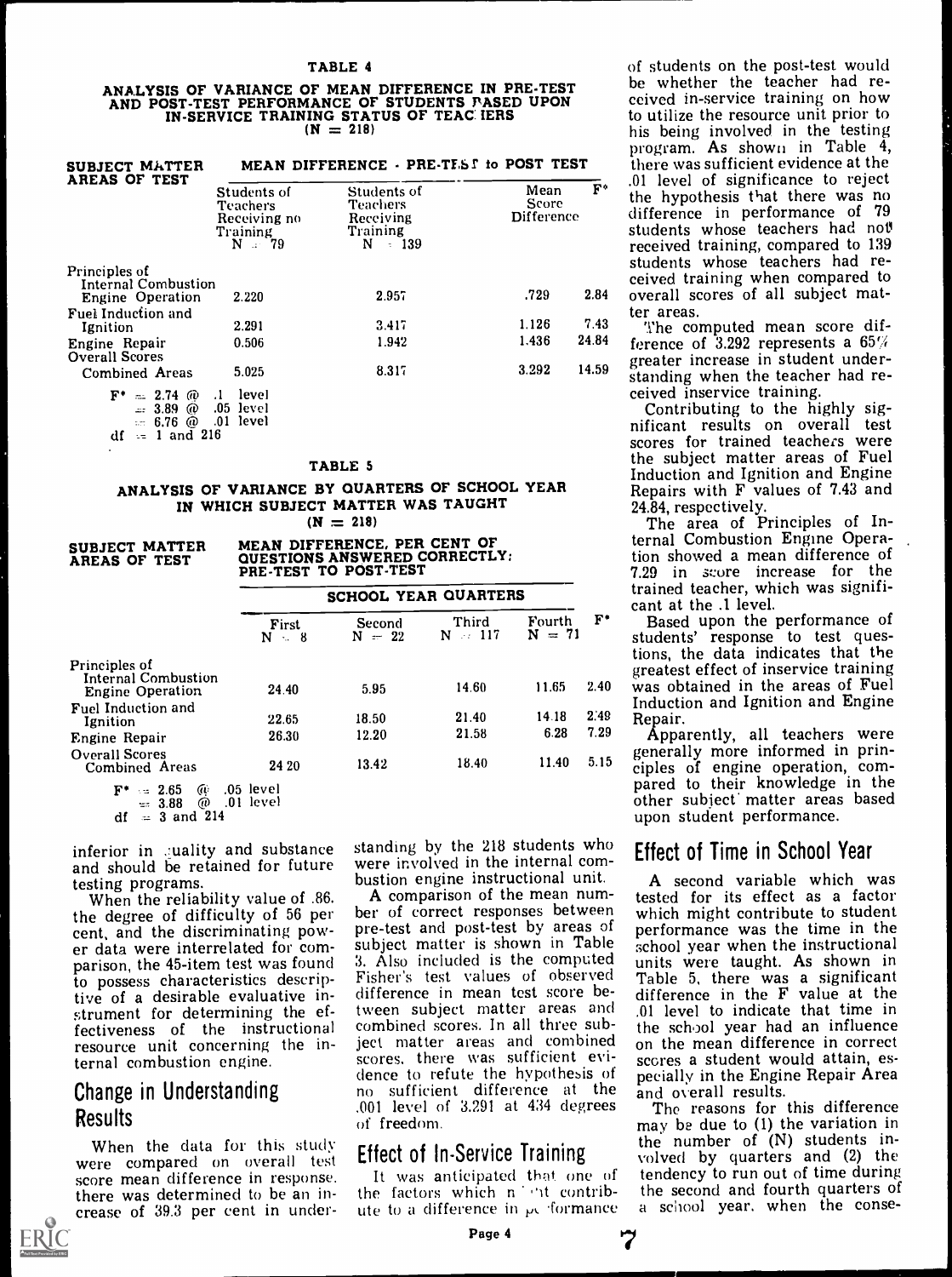**TABLE 4**

**ANALYSIS OF VARIANCE OF MEAN DIFFERENCE IN PRE-TEST AND POST-TEST PERFORMANCE OF STUDENTS BASED UPON IN-SERVICE TRAINING STATUS OF TEACHERS**
**(N = 218)**

| SUBJECT MATTER AREAS OF TEST | MEAN DIFFERENCE - PRE-TEST to POST TEST | | | |
|---|---|---|---|---|
| | Students of Teachers Receiving no Training N = 79 | Students of Teachers Receiving Training N = 139 | Mean Score Difference | F* |
| Principles of Internal Combustion Engine Operation | 2.220 | 2.957 | .729 | 2.84 |
| Fuel Induction and Ignition | 2.291 | 3.417 | 1.126 | 7.43 |
| Engine Repair | 0.506 | 1.942 | 1.436 | 24.84 |
| Overall Scores Combined Areas | 5.025 | 8.317 | 3.292 | 14.59 |

F* = 2.74 @ .1 level
= 3.89 @ .05 level
= 6.76 @ .01 level
df = 1 and 216

**TABLE 5**

**ANALYSIS OF VARIANCE BY QUARTERS OF SCHOOL YEAR IN WHICH SUBJECT MATTER WAS TAUGHT**
**(N = 218)**

| SUBJECT MATTER AREAS OF TEST | MEAN DIFFERENCE, PER CENT OF QUESTIONS ANSWERED CORRECTLY: PRE-TEST TO POST-TEST | | | | |
|---|---|---|---|---|---|
| | SCHOOL YEAR QUARTERS | | | | |
| | First N = 8 | Second N = 22 | Third N = 117 | Fourth N = 71 | F* |
| Principles of Internal Combustion Engine Operation | 24.40 | 5.95 | 14.60 | 11.65 | 2.40 |
| Fuel Induction and Ignition | 22.65 | 18.50 | 21.40 | 14.18 | 2.49 |
| Engine Repair | 26.30 | 12.20 | 21.58 | 6.28 | 7.29 |
| Overall Scores Combined Areas | 24.20 | 13.42 | 18.40 | 11.40 | 5.15 |

F* = 2.65 @ .05 level
= 3.88 @ .01 level
df = 3 and 214

inferior in quality and substance and should be retained for future testing programs.

When the reliability value of .86, the degree of difficulty of 56 per cent, and the discriminating power data were interrelated for comparison, the 45-item test was found to possess characteristics descriptive of a desirable evaluative instrument for determining the effectiveness of the instructional resource unit concerning the internal combustion engine.

## Change in Understanding Results

When the data for this study were compared on overall test score mean difference in response, there was determined to be an increase of 39.3 per cent in understanding by the 218 students who were involved in the internal combustion engine instructional unit.

A comparison of the mean number of correct responses between pre-test and post-test by areas of subject matter is shown in Table 3. Also included is the computed Fisher's test values of observed difference in mean test score between subject matter areas and combined scores. In all three subject matter areas and combined scores, there was sufficient evidence to refute the hypothesis of no sufficient difference at the .001 level of 3.291 at 434 degrees of freedom.

## Effect of In-Service Training

It was anticipated that one of the factors which might contribute to a difference in performance of students on the post-test would be whether the teacher had received in-service training on how to utilize the resource unit prior to his being involved in the testing program. As shown in Table 4, there was sufficient evidence at the .01 level of significance to reject the hypothesis that there was no difference in performance of 79 students whose teachers had not received training, compared to 139 students whose teachers had received training when compared to overall scores of all subject matter areas.

The computed mean score difference of 3.292 represents a 65% greater increase in student understanding when the teacher had received inservice training.

Contributing to the highly significant results on overall test scores for trained teachers were the subject matter areas of Fuel Induction and Ignition and Engine Repairs with F values of 7.43 and 24.84, respectively.

The area of Principles of Internal Combustion Engine Operation showed a mean difference of 7.29 in score increase for the trained teacher, which was significant at the .1 level.

Based upon the performance of students' response to test questions, the data indicates that the greatest effect of inservice training was obtained in the areas of Fuel Induction and Ignition and Engine Repair.

Apparently, all teachers were generally more informed in principles of engine operation, compared to their knowledge in the other subject matter areas based upon student performance.

## Effect of Time in School Year

A second variable which was tested for its effect as a factor which might contribute to student performance was the time in the school year when the instructional units were taught. As shown in Table 5, there was a significant difference in the F value at the .01 level to indicate that time in the school year had an influence on the mean difference in correct scores a student would attain, especially in the Engine Repair Area and overall results.

The reasons for this difference may be due to (1) the variation in the number of (N) students involved by quarters and (2) the tendency to run out of time during the second and fourth quarters of a school year, when the conse-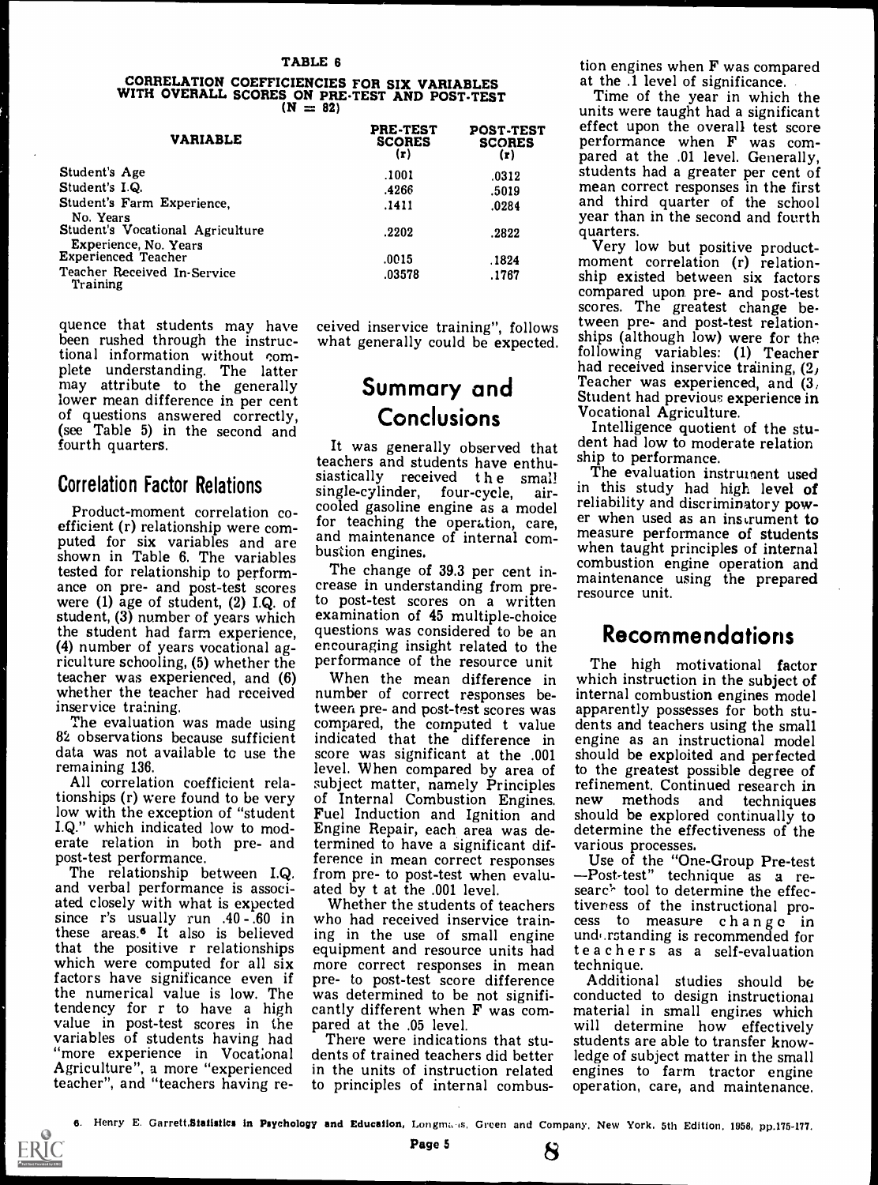TABLE 6

CORRELATION COEFFICIENCIES FOR SIX VARIABLES WITH OVERALL SCORES ON PRE-TEST AND POST-TEST
(N = 82)

| VARIABLE | PRE-TEST SCORES (r) | POST-TEST SCORES (r) |
|---|---|---|
| Student's Age | .1001 | .0312 |
| Student's I.Q. | .4266 | .5019 |
| Student's Farm Experience, No. Years | .1411 | .0284 |
| Student's Vocational Agriculture Experience, No. Years | .2202 | .2822 |
| Experienced Teacher | .0015 | .1824 |
| Teacher Received In-Service Training | .03578 | .1767 |

quence that students may have been rushed through the instructional information without complete understanding. The latter may attribute to the generally lower mean difference in per cent of questions answered correctly, (see Table 5) in the second and fourth quarters.

## Correlation Factor Relations

Product-moment correlation coefficient (r) relationship were computed for six variables and are shown in Table 6. The variables tested for relationship to performance on pre- and post-test scores were (1) age of student, (2) I.Q. of student, (3) number of years which the student had farm experience, (4) number of years vocational agriculture schooling, (5) whether the teacher was experienced, and (6) whether the teacher had received inservice training.

The evaluation was made using 82 observations because sufficient data was not available to use the remaining 136.

All correlation coefficient relationships (r) were found to be very low with the exception of "student I.Q." which indicated low to moderate relation in both pre- and post-test performance.

The relationship between I.Q. and verbal performance is associated closely with what is expected since r's usually run .40 - .60 in these areas.[6] It also is believed that the positive r relationships which were computed for all six factors have significance even if the numerical value is low. The tendency for r to have a high value in post-test scores in the variables of students having had "more experience in Vocational Agriculture", a more "experienced teacher", and "teachers having received inservice training", follows what generally could be expected.

## Summary and Conclusions

It was generally observed that teachers and students have enthusiastically received the small single-cylinder, four-cycle, air-cooled gasoline engine as a model for teaching the operation, care, and maintenance of internal combustion engines.

The change of 39.3 per cent increase in understanding from pre- to post-test scores on a written examination of 45 multiple-choice questions was considered to be an encouraging insight related to the performance of the resource unit

When the mean difference in number of correct responses between pre- and post-test scores was compared, the computed t value indicated that the difference in score was significant at the .001 level. When compared by area of subject matter, namely Principles of Internal Combustion Engines, Fuel Induction and Ignition and Engine Repair, each area was determined to have a significant difference in mean correct responses from pre- to post-test when evaluated by t at the .001 level.

Whether the students of teachers who had received inservice training in the use of small engine equipment and resource units had more correct responses in mean pre- to post-test score difference was determined to be not significantly different when F was compared at the .05 level.

There were indications that students of trained teachers did better in the units of instruction related to principles of internal combustion engines when F was compared at the .1 level of significance.

Time of the year in which the units were taught had a significant effect upon the overall test score performance when F was compared at the .01 level. Generally, students had a greater per cent of mean correct responses in the first and third quarter of the school year than in the second and fourth quarters.

Very low but positive product-moment correlation (r) relationship existed between six factors compared upon pre- and post-test scores. The greatest change between pre- and post-test relationships (although low) were for the following variables: (1) Teacher had received inservice training, (2) Teacher was experienced, and (3) Student had previous experience in Vocational Agriculture.

Intelligence quotient of the student had low to moderate relation ship to performance.

The evaluation instrument used in this study had high level of reliability and discriminatory power when used as an instrument to measure performance of students when taught principles of internal combustion engine operation and maintenance using the prepared resource unit.

## Recommendations

The high motivational factor which instruction in the subject of internal combustion engines model apparently possesses for both students and teachers using the small engine as an instructional model should be exploited and perfected to the greatest possible degree of refinement. Continued research in new methods and techniques should be explored continually to determine the effectiveness of the various processes.

Use of the "One-Group Pre-test —Post-test" technique as a research tool to determine the effectiveness of the instructional process to measure change in understanding is recommended for teachers as a self-evaluation technique.

Additional studies should be conducted to design instructional material in small engines which will determine how effectively students are able to transfer knowledge of subject matter in the small engines to farm tractor engine operation, care, and maintenance.

6. Henry E. Garrett, **Statistics in Psychology and Education**, Longmans, Green and Company, New York, 5th Edition, 1958, pp.175-177.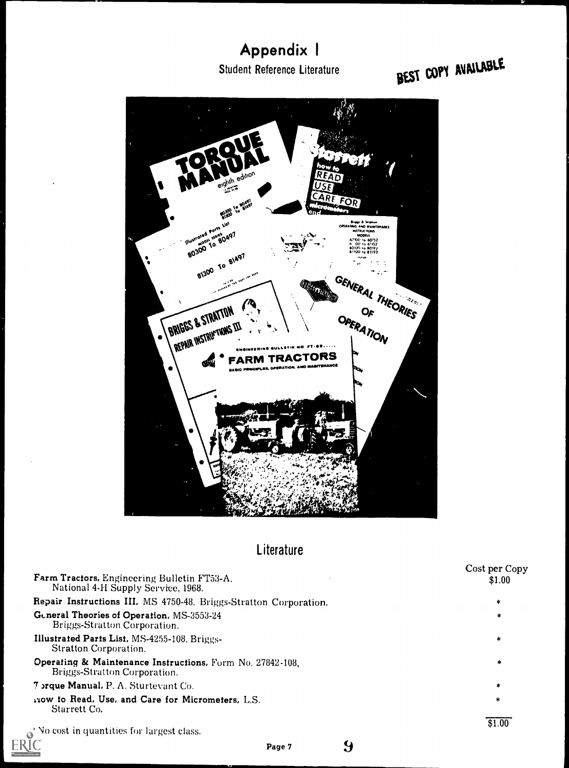# Appendix I

## Student Reference Literature

BEST COPY AVAILABLE

## Literature

| | Cost per Copy |
|---|---|
| **Farm Tractors**, Engineering Bulletin FT53-A, National 4-H Supply Service, 1968. | $1.00 |
| **Repair Instructions III**, MS 4750-48. Briggs-Stratton Corporation. | * |
| **General Theories of Operation**, MS-3553-24 Briggs-Stratton Corporation. | * |
| **Illustrated Parts List**, MS-4255-108, Briggs-Stratton Corporation. | * |
| **Operating & Maintenance Instructions**, Form No. 27842-108, Briggs-Stratton Corporation. | * |
| **Torque Manual**, P. A. Sturtevant Co. | * |
| **How to Read, Use, and Care for Micrometers**, L.S. Starrett Co. | * |
| | $1.00 |

* No cost in quantities for largest class.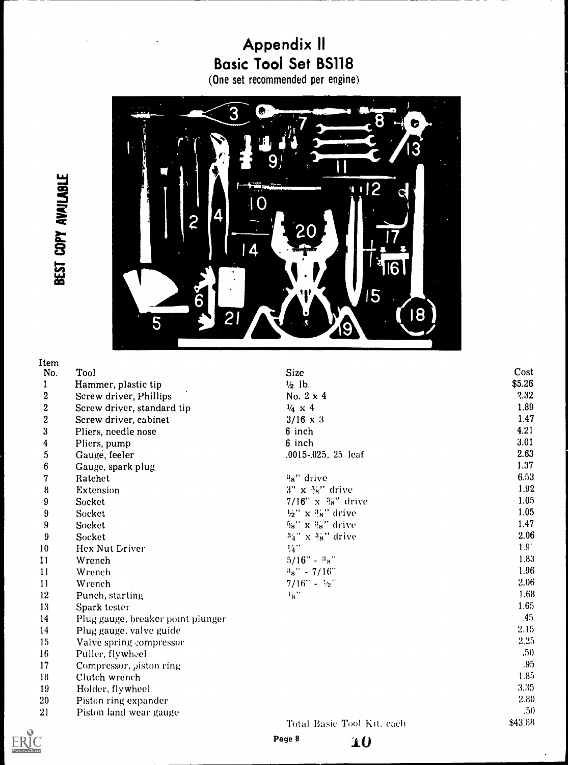# Appendix II
## Basic Tool Set BS118
(One set recommended per engine)

| Item No. | Tool | Size | Cost |
|---|---|---|---|
| 1 | Hammer, plastic tip | ½ lb. | $5.26 |
| 2 | Screw driver, Phillips | No. 2 x 4 | 2.32 |
| 2 | Screw driver, standard tip | ¼ x 4 | 1.89 |
| 2 | Screw driver, cabinet | 3/16 x 3 | 1.47 |
| 3 | Pliers, needle nose | 6 inch | 4.21 |
| 4 | Pliers, pump | 6 inch | 3.01 |
| 5 | Gauge, feeler | .0015-.025, 25 leaf | 2.63 |
| 6 | Gauge, spark plug | | 1.37 |
| 7 | Ratchet | ⅜" drive | 6.53 |
| 8 | Extension | 3" x ⅜" drive | 1.92 |
| 9 | Socket | 7/16" x ⅜" drive | 1.05 |
| 9 | Socket | ½" x ⅜" drive | 1.05 |
| 9 | Socket | ⅝" x ⅜" drive | 1.47 |
| 9 | Socket | ¾" x ⅜" drive | 2.06 |
| 10 | Hex Nut Driver | ¼" | 1.9 |
| 11 | Wrench | 5/16" - ⅜" | 1.83 |
| 11 | Wrench | ⅜" - 7/16" | 1.96 |
| 11 | Wrench | 7/16" - ½" | 2.06 |
| 12 | Punch, starting | ⅛" | 1.68 |
| 13 | Spark tester | | 1.65 |
| 14 | Plug gauge, breaker point plunger | | .45 |
| 14 | Plug gauge, valve guide | | 2.15 |
| 15 | Valve spring compressor | | 2.25 |
| 16 | Puller, flywheel | | .50 |
| 17 | Compressor, piston ring | | .95 |
| 18 | Clutch wrench | | 1.85 |
| 19 | Holder, flywheel | | 3.35 |
| 20 | Piston ring expander | | 2.80 |
| 21 | Piston land wear gauge | | .50 |
| | | Total Basic Tool Kit, each | $43.88 |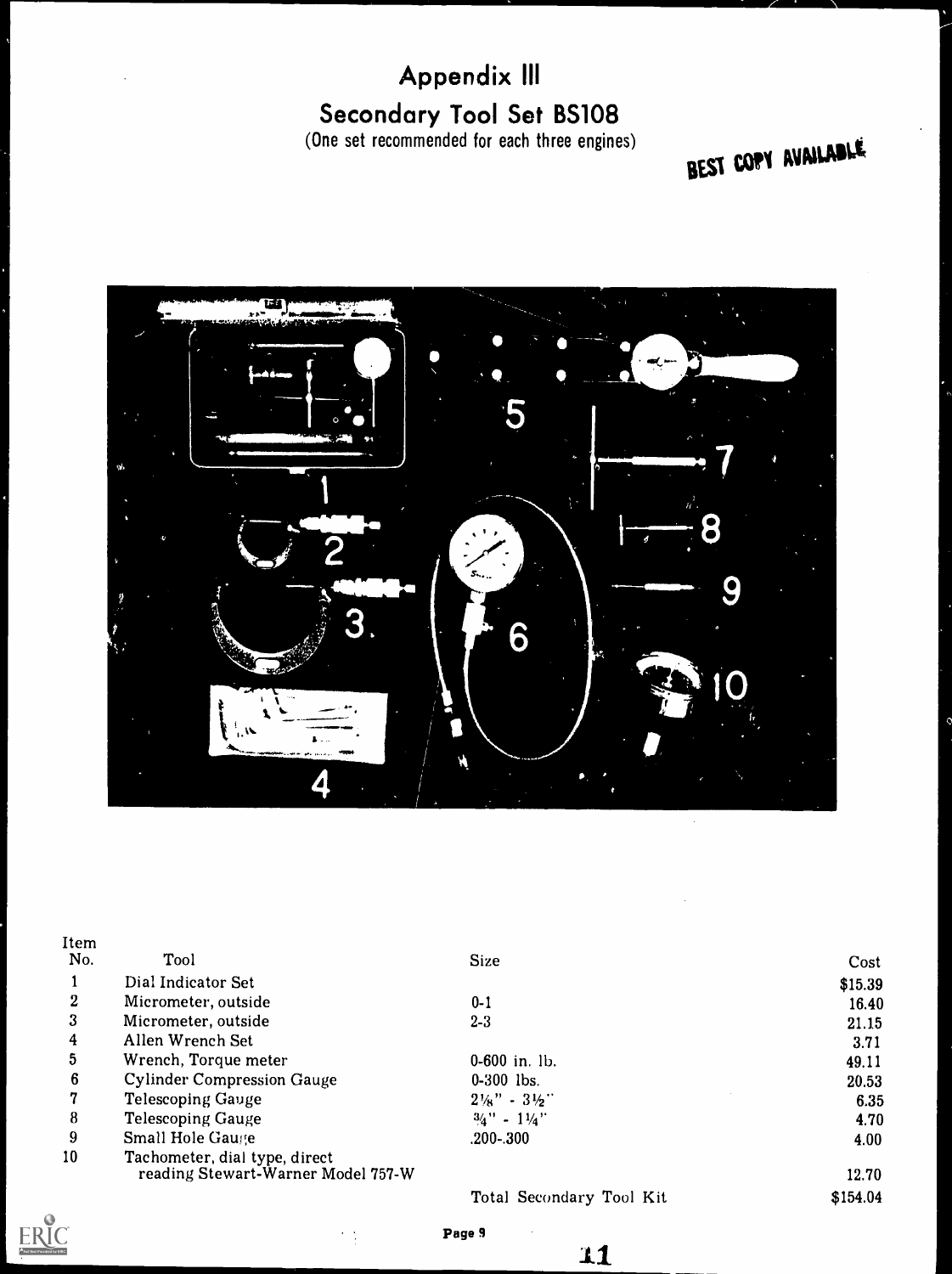# Appendix III

## Secondary Tool Set BS108

(One set recommended for each three engines)

BEST COPY AVAILABLE

| Item No. | Tool | Size | Cost |
|---|---|---|---|
| 1 | Dial Indicator Set | | $15.39 |
| 2 | Micrometer, outside | 0-1 | 16.40 |
| 3 | Micrometer, outside | 2-3 | 21.15 |
| 4 | Allen Wrench Set | | 3.71 |
| 5 | Wrench, Torque meter | 0-600 in. lb. | 49.11 |
| 6 | Cylinder Compression Gauge | 0-300 lbs. | 20.53 |
| 7 | Telescoping Gauge | 2⅛" - 3½" | 6.35 |
| 8 | Telescoping Gauge | ¾" - 1¼" | 4.70 |
| 9 | Small Hole Gauge | .200-.300 | 4.00 |
| 10 | Tachometer, dial type, direct reading Stewart-Warner Model 757-W | | 12.70 |
| | | Total Secondary Tool Kit | $154.04 |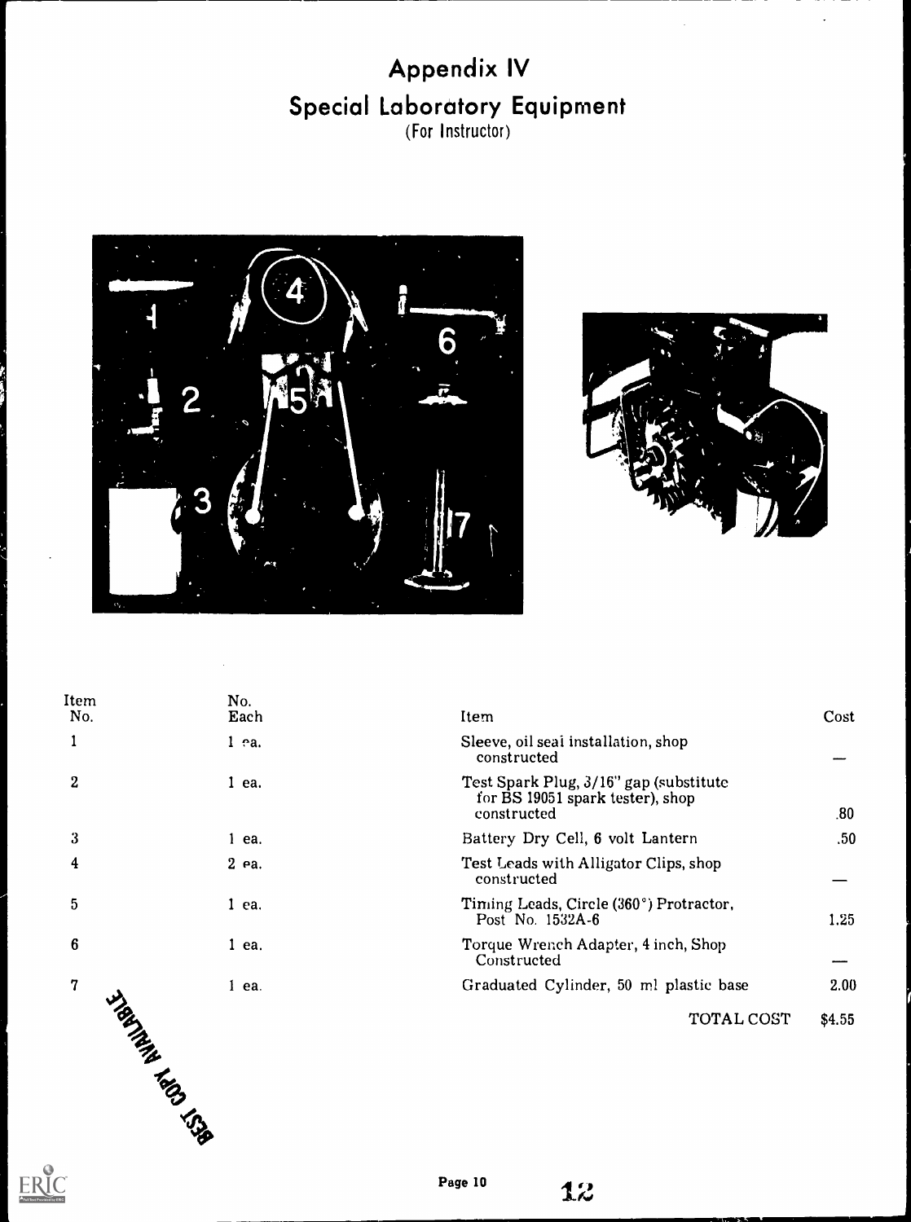# Appendix IV

## Special Laboratory Equipment

(For Instructor)

| Item No. | No. Each | Item | Cost |
|---|---|---|---|
| 1 | 1 ea. | Sleeve, oil seal installation, shop constructed | — |
| 2 | 1 ea. | Test Spark Plug, 3/16" gap (substitute for BS 19051 spark tester), shop constructed | .80 |
| 3 | 1 ea. | Battery Dry Cell, 6 volt Lantern | .50 |
| 4 | 2 ea. | Test Leads with Alligator Clips, shop constructed | — |
| 5 | 1 ea. | Timing Leads, Circle (360°) Protractor, Post No. 1532A-6 | 1.25 |
| 6 | 1 ea. | Torque Wrench Adapter, 4 inch, Shop Constructed | — |
| 7 | 1 ea. | Graduated Cylinder, 50 ml plastic base | 2.00 |
| | | TOTAL COST | $4.55 |

BEST COPY AVAILABLE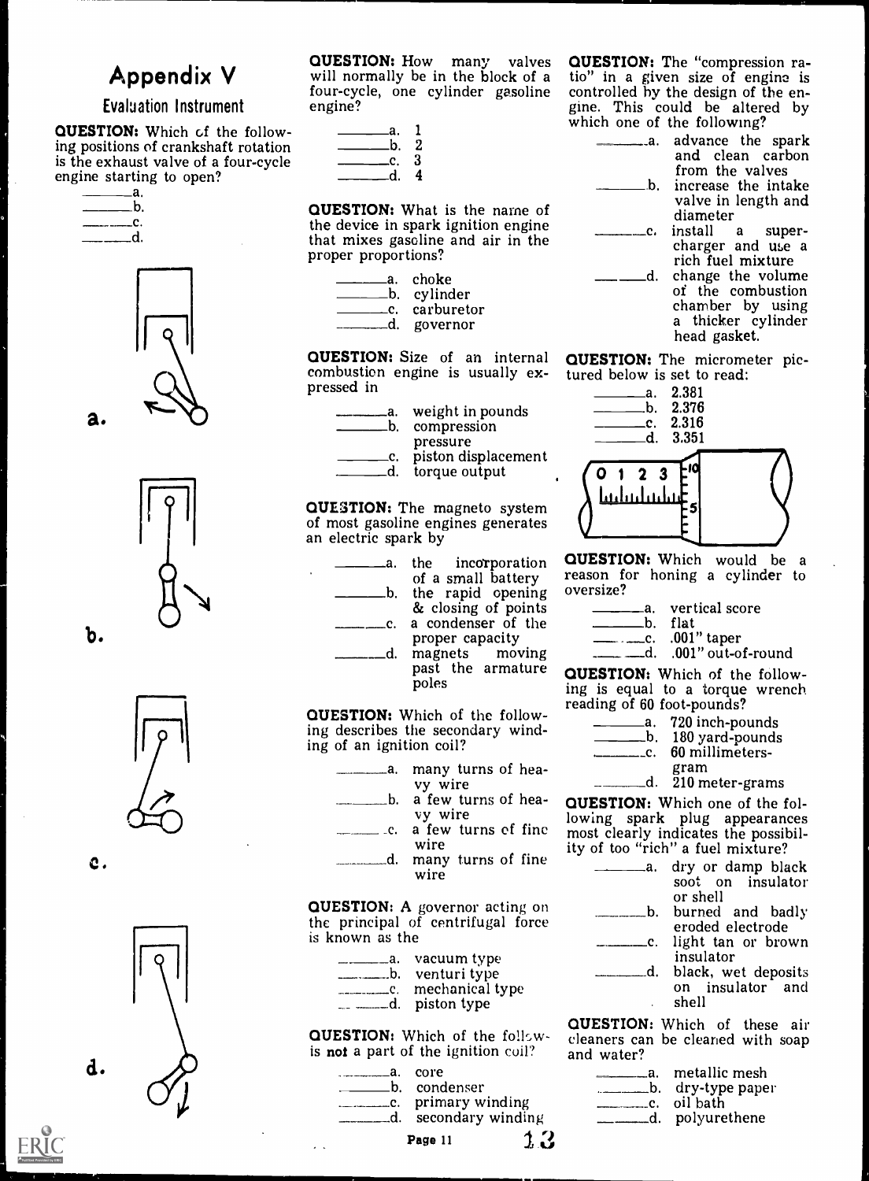# Appendix V

## Evaluation Instrument

**QUESTION:** Which of the following positions of crankshaft rotation is the exhaust valve of a four-cycle engine starting to open?

_____a.
_____b.
_____c.
_____d.

a.

b.

c.

d.

**QUESTION:** How many valves will normally be in the block of a four-cycle, one cylinder gasoline engine?

_____a. 1
_____b. 2
_____c. 3
_____d. 4

**QUESTION:** What is the name of the device in spark ignition engine that mixes gasoline and air in the proper proportions?

_____a. choke
_____b. cylinder
_____c. carburetor
_____d. governor

**QUESTION:** Size of an internal combustion engine is usually expressed in

_____a. weight in pounds
_____b. compression pressure
_____c. piston displacement
_____d. torque output

**QUESTION:** The magneto system of most gasoline engines generates an electric spark by

_____a. the incorporation of a small battery
_____b. the rapid opening & closing of points
_____c. a condenser of the proper capacity
_____d. magnets moving past the armature poles

**QUESTION:** Which of the following describes the secondary winding of an ignition coil?

_____a. many turns of heavy wire
_____b. a few turns of heavy wire
_____c. a few turns of fine wire
_____d. many turns of fine wire

**QUESTION:** A governor acting on the principal of centrifugal force is known as the

_____a. vacuum type
_____b. venturi type
_____c. mechanical type
_____d. piston type

**QUESTION:** Which of the following is **not** a part of the ignition coil?

_____a. core
_____b. condenser
_____c. primary winding
_____d. secondary winding

**QUESTION:** The "compression ratio" in a given size of engine is controlled by the design of the engine. This could be altered by which one of the following?

_____a. advance the spark and clean carbon from the valves
_____b. increase the intake valve in length and diameter
_____c. install a supercharger and use a rich fuel mixture
_____d. change the volume of the combustion chamber by using a thicker cylinder head gasket.

**QUESTION:** The micrometer pictured below is set to read:

_____a. 2.381
_____b. 2.376
_____c. 2.316
_____d. 3.351

**QUESTION:** Which would be a reason for honing a cylinder to oversize?

_____a. vertical score
_____b. flat
_____c. .001" taper
_____d. .001" out-of-round

**QUESTION:** Which of the following is equal to a torque wrench reading of 60 foot-pounds?

_____a. 720 inch-pounds
_____b. 180 yard-pounds
_____c. 60 millimeters-gram
_____d. 210 meter-grams

**QUESTION:** Which one of the following spark plug appearances most clearly indicates the possibility of too "rich" a fuel mixture?

_____a. dry or damp black soot on insulator or shell
_____b. burned and badly eroded electrode
_____c. light tan or brown insulator
_____d. black, wet deposits on insulator and shell

**QUESTION:** Which of these air cleaners can be cleaned with soap and water?

_____a. metallic mesh
_____b. dry-type paper
_____c. oil bath
_____d. polyurethene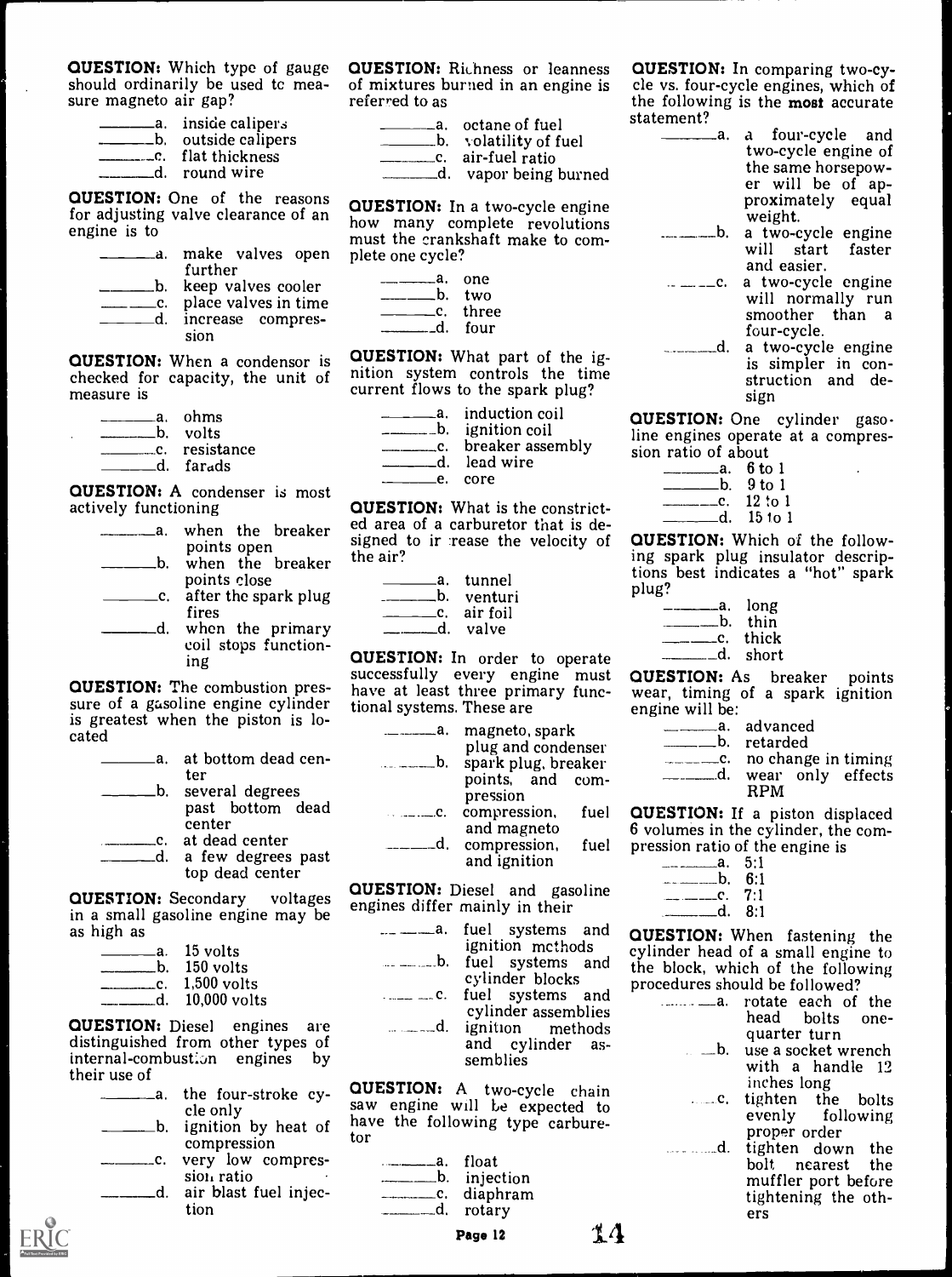**QUESTION:** Which type of gauge should ordinarily be used to measure magneto air gap?

\_\_\_\_\_\_a. inside calipers
\_\_\_\_\_\_b. outside calipers
\_\_\_\_\_\_c. flat thickness
\_\_\_\_\_\_d. round wire

**QUESTION:** One of the reasons for adjusting valve clearance of an engine is to

\_\_\_\_\_\_a. make valves open further
\_\_\_\_\_\_b. keep valves cooler
\_\_\_\_\_\_c. place valves in time
\_\_\_\_\_\_d. increase compression

**QUESTION:** When a condensor is checked for capacity, the unit of measure is

\_\_\_\_\_\_a. ohms
\_\_\_\_\_\_b. volts
\_\_\_\_\_\_c. resistance
\_\_\_\_\_\_d. farads

**QUESTION:** A condenser is most actively functioning

\_\_\_\_\_\_a. when the breaker points open
\_\_\_\_\_\_b. when the breaker points close
\_\_\_\_\_\_c. after the spark plug fires
\_\_\_\_\_\_d. when the primary coil stops functioning

**QUESTION:** The combustion pressure of a gasoline engine cylinder is greatest when the piston is located

\_\_\_\_\_\_a. at bottom dead center
\_\_\_\_\_\_b. several degrees past bottom dead center
\_\_\_\_\_\_c. at dead center
\_\_\_\_\_\_d. a few degrees past top dead center

**QUESTION:** Secondary voltages in a small gasoline engine may be as high as

\_\_\_\_\_\_a. 15 volts
\_\_\_\_\_\_b. 150 volts
\_\_\_\_\_\_c. 1,500 volts
\_\_\_\_\_\_d. 10,000 volts

**QUESTION:** Diesel engines are distinguished from other types of internal-combustion engines by their use of

\_\_\_\_\_\_a. the four-stroke cycle only
\_\_\_\_\_\_b. ignition by heat of compression
\_\_\_\_\_\_c. very low compression ratio
\_\_\_\_\_\_d. air blast fuel injection

**QUESTION:** Richness or leanness of mixtures burned in an engine is referred to as

\_\_\_\_\_\_a. octane of fuel
\_\_\_\_\_\_b. volatility of fuel
\_\_\_\_\_\_c. air-fuel ratio
\_\_\_\_\_\_d. vapor being burned

**QUESTION:** In a two-cycle engine how many complete revolutions must the crankshaft make to complete one cycle?

\_\_\_\_\_\_a. one
\_\_\_\_\_\_b. two
\_\_\_\_\_\_c. three
\_\_\_\_\_\_d. four

**QUESTION:** What part of the ignition system controls the time current flows to the spark plug?

\_\_\_\_\_\_a. induction coil
\_\_\_\_\_\_b. ignition coil
\_\_\_\_\_\_c. breaker assembly
\_\_\_\_\_\_d. lead wire
\_\_\_\_\_\_e. core

**QUESTION:** What is the constricted area of a carburetor that is designed to increase the velocity of the air?

\_\_\_\_\_\_a. tunnel
\_\_\_\_\_\_b. venturi
\_\_\_\_\_\_c. air foil
\_\_\_\_\_\_d. valve

**QUESTION:** In order to operate successfully every engine must have at least three primary functional systems. These are

\_\_\_\_\_\_a. magneto, spark plug and condenser
\_\_\_\_\_\_b. spark plug, breaker points, and compression
\_\_\_\_\_\_c. compression, fuel and magneto
\_\_\_\_\_\_d. compression, fuel and ignition

**QUESTION:** Diesel and gasoline engines differ mainly in their

\_\_\_\_\_\_a. fuel systems and ignition methods
\_\_\_\_\_\_b. fuel systems and cylinder blocks
\_\_\_\_\_\_c. fuel systems and cylinder assemblies
\_\_\_\_\_\_d. ignition methods and cylinder assemblies

**QUESTION:** A two-cycle chain saw engine will be expected to have the following type carburetor

\_\_\_\_\_\_a. float
\_\_\_\_\_\_b. injection
\_\_\_\_\_\_c. diaphram
\_\_\_\_\_\_d. rotary

**QUESTION:** In comparing two-cycle vs. four-cycle engines, which of the following is the **most** accurate statement?

\_\_\_\_\_\_a. a four-cycle and two-cycle engine of the same horsepower will be of approximately equal weight.
\_\_\_\_\_\_b. a two-cycle engine will start faster and easier.
\_\_\_\_\_\_c. a two-cycle engine will normally run smoother than a four-cycle.
\_\_\_\_\_\_d. a two-cycle engine is simpler in construction and design

**QUESTION:** One cylinder gasoline engines operate at a compression ratio of about

\_\_\_\_\_\_a. 6 to 1
\_\_\_\_\_\_b. 9 to 1
\_\_\_\_\_\_c. 12 to 1
\_\_\_\_\_\_d. 15 to 1

**QUESTION:** Which of the following spark plug insulator descriptions best indicates a "hot" spark plug?

\_\_\_\_\_\_a. long
\_\_\_\_\_\_b. thin
\_\_\_\_\_\_c. thick
\_\_\_\_\_\_d. short

**QUESTION:** As breaker points wear, timing of a spark ignition engine will be:

\_\_\_\_\_\_a. advanced
\_\_\_\_\_\_b. retarded
\_\_\_\_\_\_c. no change in timing
\_\_\_\_\_\_d. wear only effects RPM

**QUESTION:** If a piston displaced 6 volumes in the cylinder, the compression ratio of the engine is

\_\_\_\_\_\_a. 5:1
\_\_\_\_\_\_b. 6:1
\_\_\_\_\_\_c. 7:1
\_\_\_\_\_\_d. 8:1

**QUESTION:** When fastening the cylinder head of a small engine to the block, which of the following procedures should be followed?

\_\_\_\_\_\_a. rotate each of the head bolts one-quarter turn
\_\_\_\_\_\_b. use a socket wrench with a handle 12 inches long
\_\_\_\_\_\_c. tighten the bolts evenly following proper order
\_\_\_\_\_\_d. tighten down the bolt nearest the muffler port before tightening the others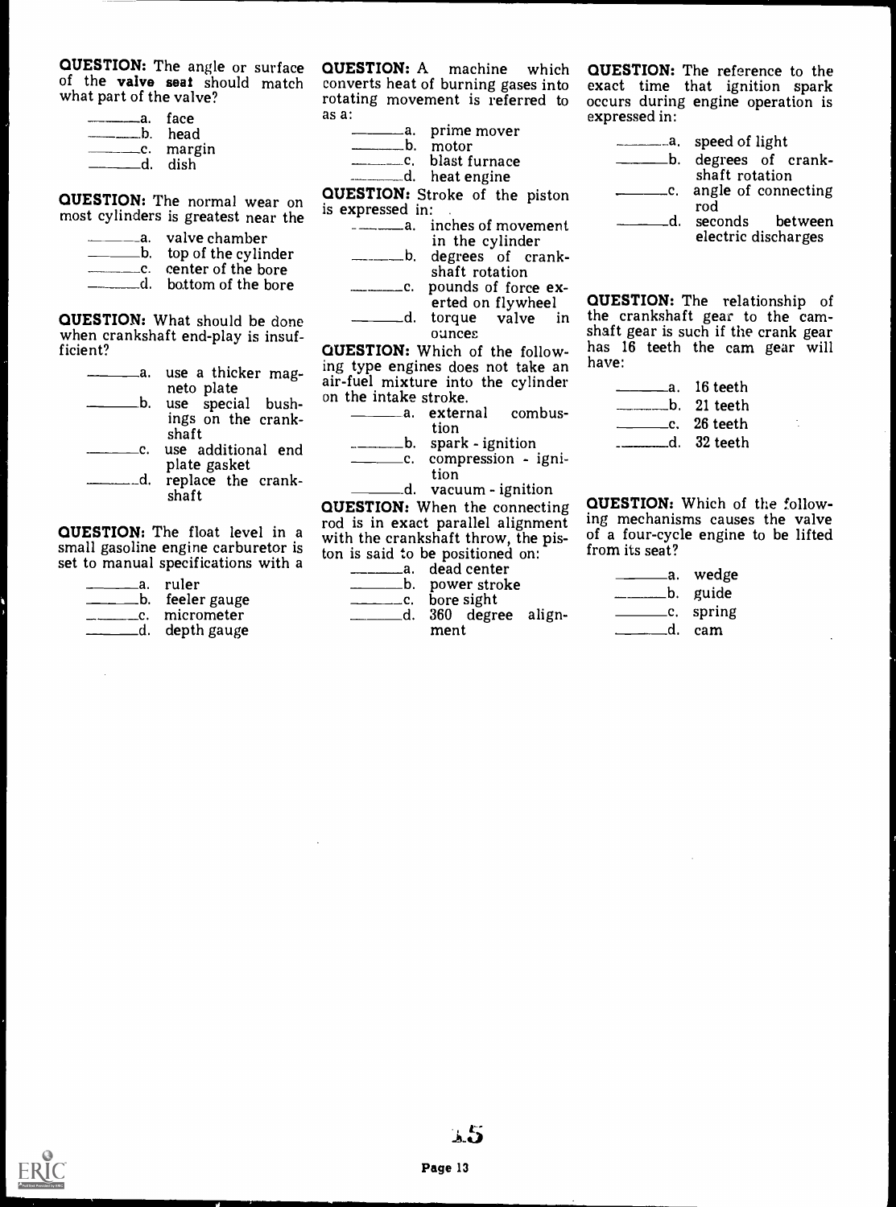**QUESTION:** The angle or surface of the **valve seat** should match what part of the valve?

_____a. face
_____b. head
_____c. margin
_____d. dish

**QUESTION:** The normal wear on most cylinders is greatest near the

_____a. valve chamber
_____b. top of the cylinder
_____c. center of the bore
_____d. bottom of the bore

**QUESTION:** What should be done when crankshaft end-play is insufficient?

_____a. use a thicker magneto plate
_____b. use special bushings on the crankshaft
_____c. use additional end plate gasket
_____d. replace the crankshaft

**QUESTION:** The float level in a small gasoline engine carburetor is set to manual specifications with a

_____a. ruler
_____b. feeler gauge
_____c. micrometer
_____d. depth gauge

**QUESTION:** A machine which converts heat of burning gases into rotating movement is referred to as a:

_____a. prime mover
_____b. motor
_____c. blast furnace
_____d. heat engine

**QUESTION:** Stroke of the piston is expressed in:

_____a. inches of movement in the cylinder
_____b. degrees of crankshaft rotation
_____c. pounds of force exerted on flywheel
_____d. torque valve in ounces

**QUESTION:** Which of the following type engines does not take an air-fuel mixture into the cylinder on the intake stroke.

_____a. external combustion
_____b. spark - ignition
_____c. compression - ignition
_____d. vacuum - ignition

**QUESTION:** When the connecting rod is in exact parallel alignment with the crankshaft throw, the piston is said to be positioned on:

_____a. dead center
_____b. power stroke
_____c. bore sight
_____d. 360 degree alignment

**QUESTION:** The reference to the exact time that ignition spark occurs during engine operation is expressed in:

_____a. speed of light
_____b. degrees of crankshaft rotation
_____c. angle of connecting rod
_____d. seconds between electric discharges

**QUESTION:** The relationship of the crankshaft gear to the camshaft gear is such if the crank gear has 16 teeth the cam gear will have:

_____a. 16 teeth
_____b. 21 teeth
_____c. 26 teeth
_____d. 32 teeth

**QUESTION:** Which of the following mechanisms causes the valve of a four-cycle engine to be lifted from its seat?

_____a. wedge
_____b. guide
_____c. spring
_____d. cam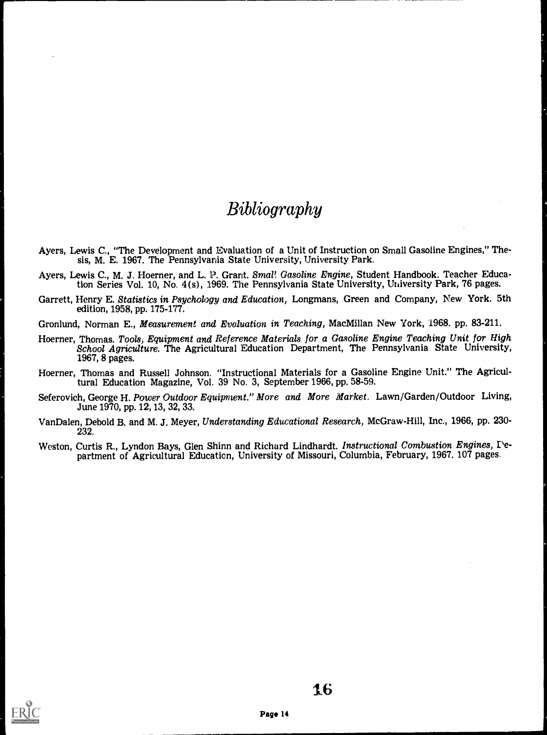# *Bibliography*

Ayers, Lewis C., "The Development and Evaluation of a Unit of Instruction on Small Gasoline Engines," Thesis, M. E. 1967. The Pennsylvania State University, University Park.

Ayers, Lewis C., M. J. Hoerner, and L. P. Grant. *Small Gasoline Engine*, Student Handbook. Teacher Education Series Vol. 10, No. 4(s), 1969. The Pennsylvania State University, University Park, 76 pages.

Garrett, Henry E. *Statistics in Psychology and Education,* Longmans, Green and Company, New York. 5th edition, 1958, pp. 175-177.

Gronlund, Norman E., *Measurement and Evaluation in Teaching,* MacMillan New York, 1968. pp. 83-211.

Hoerner, Thomas. *Tools, Equipment and Reference Materials for a Gasoline Engine Teaching Unit for High School Agriculture.* The Agricultural Education Department, The Pennsylvania State University, 1967, 8 pages.

Hoerner, Thomas and Russell Johnson. "Instructional Materials for a Gasoline Engine Unit." The Agricultural Education Magazine, Vol. 39 No. 3, September 1966, pp. 58-59.

Seferovich, George H. *Power Outdoor Equipment." More and More Market.* Lawn/Garden/Outdoor Living, June 1970, pp. 12, 13, 32, 33.

VanDalen, Debold B. and M. J. Meyer, *Understanding Educational Research,* McGraw-Hill, Inc., 1966, pp. 230-232.

Weston, Curtis R., Lyndon Bays, Glen Shinn and Richard Lindhardt. *Instructional Combustion Engines,* Department of Agricultural Education, University of Missouri, Columbia, February, 1967. 107 pages.